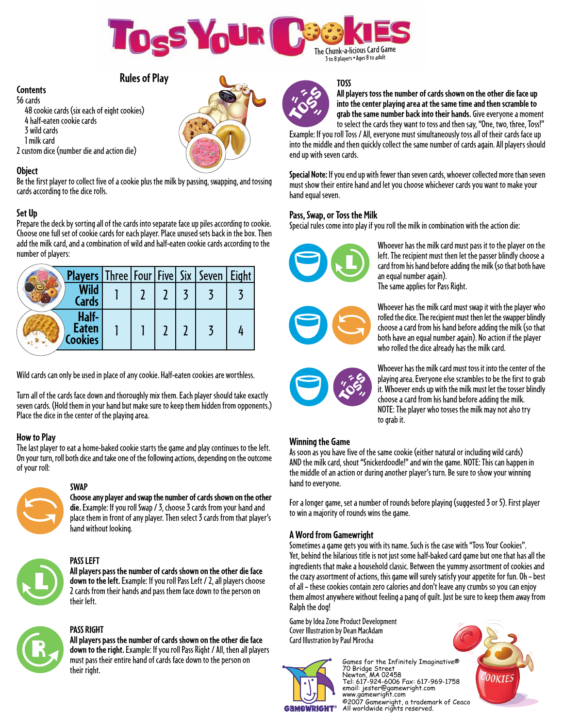# Toss Your Cookies

The Chunk-a-licious Card Game
3 to 8 players • Ages 8 to adult

## Rules of Play

### Contents

56 cards
- 48 cookie cards (six each of eight cookies)
- 4 half-eaten cookie cards
- 3 wild cards
- 1 milk card

2 custom dice (number die and action die)

### Object

Be the first player to collect five of a cookie plus the milk by passing, swapping, and tossing cards according to the dice rolls.

### Set Up

Prepare the deck by sorting all of the cards into separate face up piles according to cookie. Choose one full set of cookie cards for each player. Place unused sets back in the box. Then add the milk card, and a combination of wild and half-eaten cookie cards according to the number of players:

| Players | Three | Four | Five | Six | Seven | Eight |
|---|---|---|---|---|---|---|
| Wild Cards | 1 | 2 | 2 | 3 | 3 | 3 |
| Half-Eaten Cookies | 1 | 1 | 2 | 2 | 3 | 4 |

Wild cards can only be used in place of any cookie. Half-eaten cookies are worthless.

Turn all of the cards face down and thoroughly mix them. Each player should take exactly seven cards. (Hold them in your hand but make sure to keep them hidden from opponents.) Place the dice in the center of the playing area.

### How to Play

The last player to eat a home-baked cookie starts the game and play continues to the left. On your turn, roll both dice and take one of the following actions, depending on the outcome of your roll:

#### SWAP

**Choose any player and swap the number of cards shown on the other die.** Example: If you roll Swap / 3, choose 3 cards from your hand and place them in front of any player. Then select 3 cards from that player's hand without looking.

#### PASS LEFT

**All players pass the number of cards shown on the other die face down to the left.** Example: If you roll Pass Left / 2, all players choose 2 cards from their hands and pass them face down to the person on their left.

#### PASS RIGHT

**All players pass the number of cards shown on the other die face down to the right.** Example: If you roll Pass Right / All, then all players must pass their entire hand of cards face down to the person on their right.

#### TOSS

**All players toss the number of cards shown on the other die face up into the center playing area at the same time and then scramble to grab the same number back into their hands.** Give everyone a moment to select the cards they want to toss and then say, "One, two, three, Toss!" Example: If you roll Toss / All, everyone must simultaneously toss all of their cards face up into the middle and then quickly collect the same number of cards again. All players should end up with seven cards.

**Special Note:** If you end up with fewer than seven cards, whoever collected more than seven must show their entire hand and let you choose whichever cards you want to make your hand equal seven.

### Pass, Swap, or Toss the Milk

Special rules come into play if you roll the milk in combination with the action die:

Whoever has the milk card must pass it to the player on the left. The recipient must then let the passer blindly choose a card from his hand before adding the milk (so that both have an equal number again).
The same applies for Pass Right.

Whoever has the milk card must swap it with the player who rolled the dice. The recipient must then let the swapper blindly choose a card from his hand before adding the milk (so that both have an equal number again). No action if the player who rolled the dice already has the milk card.

Whoever has the milk card must toss it into the center of the playing area. Everyone else scrambles to be the first to grab it. Whoever ends up with the milk must let the tosser blindly choose a card from his hand before adding the milk.
NOTE: The player who tosses the milk may not also try to grab it.

### Winning the Game

As soon as you have five of the same cookie (either natural or including wild cards) AND the milk card, shout "Snickerdoodle!" and win the game. NOTE: This can happen in the middle of an action or during another player's turn. Be sure to show your winning hand to everyone.

For a longer game, set a number of rounds before playing (suggested 3 or 5). First player to win a majority of rounds wins the game.

### A Word from Gamewright

Sometimes a game gets you with its name. Such is the case with "Toss Your Cookies". Yet, behind the hilarious title is not just some half-baked card game but one that has all the ingredients that make a household classic. Between the yummy assortment of cookies and the crazy assortment of actions, this game will surely satisfy your appetite for fun. Oh – best of all - these cookies contain zero calories and don't leave any crumbs so you can enjoy them almost anywhere without feeling a pang of guilt. Just be sure to keep them away from Ralph the dog!

Game by Idea Zone Product Development
Cover Illustration by Dean MacAdam
Card Illustration by Paul Mirocha

Games for the Infinitely Imaginative®
70 Bridge Street
Newton, MA 02458
Tel: 617-924-6006 Fax: 617-969-1758
email: jester@gamewright.com
www.gamewright.com
©2007 Gamewright, a trademark of Ceaco
All worldwide rights reserved.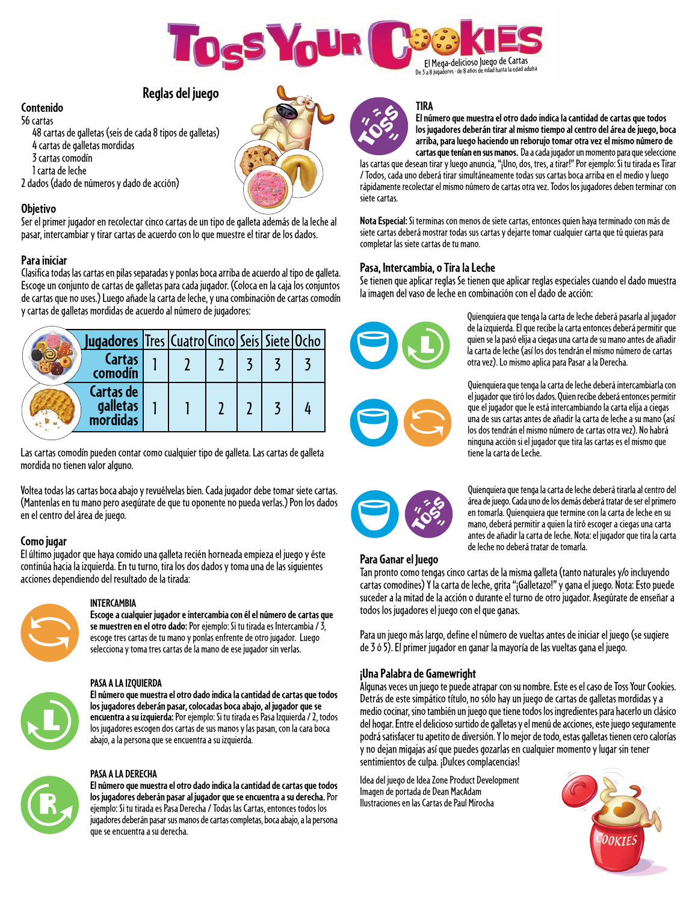# Toss Your Cookies

El Mega-delicioso Juego de Cartas
De 3 a 8 jugadores · de 8 años de edad hasta la edad adulta

## Reglas del juego

### Contenido

56 cartas

- 48 cartas de galletas (seis de cada 8 tipos de galletas)
- 4 cartas de galletas mordidas
- 3 cartas comodín
- 1 carta de leche

2 dados (dado de números y dado de acción)

### Objetivo

Ser el primer jugador en recolectar cinco cartas de un tipo de galleta además de la leche al pasar, intercambiar y tirar cartas de acuerdo con lo que muestre el tirar de los dados.

### Para iniciar

Clasifica todas las cartas en pilas separadas y ponlas boca arriba de acuerdo al tipo de galleta. Escoge un conjunto de cartas de galletas para cada jugador. (Coloca en la caja los conjuntos de cartas que no uses.) Luego añade la carta de leche, y una combinación de cartas comodín y cartas de galletas mordidas de acuerdo al número de jugadores:

| Jugadores | Tres | Cuatro | Cinco | Seis | Siete | Ocho |
|---|---|---|---|---|---|---|
| Cartas comodín | 1 | 2 | 2 | 3 | 3 | 3 |
| Cartas de galletas mordidas | 1 | 1 | 2 | 2 | 3 | 4 |

Las cartas comodín pueden contar como cualquier tipo de galleta. Las cartas de galleta mordida no tienen valor alguno.

Voltea todas las cartas boca abajo y revuélvelas bien. Cada jugador debe tomar siete cartas. (Mantenlas en tu mano pero asegúrate de que tu oponente no pueda verlas.) Pon los dados en el centro del área de juego.

### Como jugar

El último jugador que haya comido una galleta recién horneada empieza el juego y éste continúa hacia la izquierda. En tu turno, tira los dos dados y toma una de las siguientes acciones dependiendo del resultado de la tirada:

#### INTERCAMBIA

**Escoge a cualquier jugador e intercambia con él el número de cartas que se muestren en el otro dado:** Por ejemplo: Si tu tirada es Intercambia / 3, escoge tres cartas de tu mano y ponlas enfrente de otro jugador. Luego selecciona y toma tres cartas de la mano de ese jugador sin verlas.

#### PASA A LA IZQUIERDA

**El número que muestra el otro dado indica la cantidad de cartas que todos los jugadores deberán pasar, colocadas boca abajo, al jugador que se encuentra a su izquierda:** Por ejemplo: Si tu tirada es Pasa Izquierda / 2, todos los jugadores escogen dos cartas de sus manos y las pasan, con la cara boca abajo, a la persona que se encuentra a su izquierda.

#### PASA A LA DERECHA

**El número que muestra el otro dado indica la cantidad de cartas que todos los jugadores deberán pasar al jugador que se encuentra a su derecha.** Por ejemplo: Si tu tirada es Pasa Derecha / Todas las Cartas, entonces todos los jugadores deberán pasar sus manos de cartas completas, boca abajo, a la persona que se encuentra a su derecha.

#### TIRA

**El número que muestra el otro dado indica la cantidad de cartas que todos los jugadores deberán tirar al mismo tiempo al centro del área de juego, boca arriba, para luego haciendo un reborujo tomar otra vez el mismo número de cartas que tenían en sus manos.** Da a cada jugador un momento para que seleccione las cartas que desean tirar y luego anuncia, "¡Uno, dos, tres, a tirar!" Por ejemplo: Si tu tirada es Tirar / Todos, cada uno deberá tirar simultáneamente todas sus cartas boca arriba en el medio y luego rápidamente recolectar el mismo número de cartas otra vez. Todos los jugadores deben terminar con siete cartas.

**Nota Especial:** Si terminas con menos de siete cartas, entonces quien haya terminado con más de siete cartas deberá mostrar todas sus cartas y dejarte tomar cualquier carta que tú quieras para completar las siete cartas de tu mano.

### Pasa, Intercambia, o Tira la Leche

Se tienen que aplicar reglas Se tienen que aplicar reglas especiales cuando el dado muestra la imagen del vaso de leche en combinación con el dado de acción:

Quienquiera que tenga la carta de leche deberá pasarla al jugador de la izquierda. El que recibe la carta entonces deberá permitir que quien se la pasó elija a ciegas una carta de su mano antes de añadir la carta de leche (así los dos tendrán el mismo número de cartas otra vez). Lo mismo aplica para Pasar a la Derecha.

Quienquiera que tenga la carta de leche deberá intercambiarla con el jugador que tiró los dados. Quien recibe deberá entonces permitir que el jugador que le está intercambiando la carta elija a ciegas una de sus cartas antes de añadir la carta de leche a su mano (así los dos tendrán el mismo número de cartas otra vez). No habrá ninguna acción si el jugador que tira las cartas es el mismo que tiene la carta de Leche.

Quienquiera que tenga la carta de leche deberá tirarla al centro del área de juego. Cada uno de los demás deberá tratar de ser el primero en tomarla. Quienquiera que termine con la carta de leche en su mano, deberá permitir a quien la tiró escoger a ciegas una carta antes de añadir la carta de leche. Nota: el jugador que tira la carta de leche no deberá tratar de tomarla.

### Para Ganar el Juego

Tan pronto como tengas cinco cartas de la misma galleta (tanto naturales y/o incluyendo cartas comodines) Y la carta de leche, grita "¡Galletazo!" y gana el juego. Nota: Esto puede suceder a la mitad de la acción o durante el turno de otro jugador. Asegúrate de enseñar a todos los jugadores el juego con el que ganas.

Para un juego más largo, define el número de vueltas antes de iniciar el juego (se sugiere de 3 ó 5). El primer jugador en ganar la mayoría de las vueltas gana el juego.

### ¡Una Palabra de Gamewright

Algunas veces un juego te puede atrapar con su nombre. Este es el caso de Toss Your Cookies. Detrás de este simpático título, no sólo hay un juego de cartas de galletas mordidas y a medio cocinar, sino también un juego que tiene todos los ingredientes para hacerlo un clásico del hogar. Entre el delicioso surtido de galletas y el menú de acciones, este juego seguramente podrá satisfacer tu apetito de diversión. Y lo mejor de todo, estas galletas tienen cero calorías y no dejan migajas así que puedes gozarlas en cualquier momento y lugar sin tener sentimientos de culpa. ¡Dulces complacencias!

Idea del juego de Idea Zone Product Development
Imagen de portada de Dean MacAdam
Ilustraciones en las Cartas de Paul Mirocha